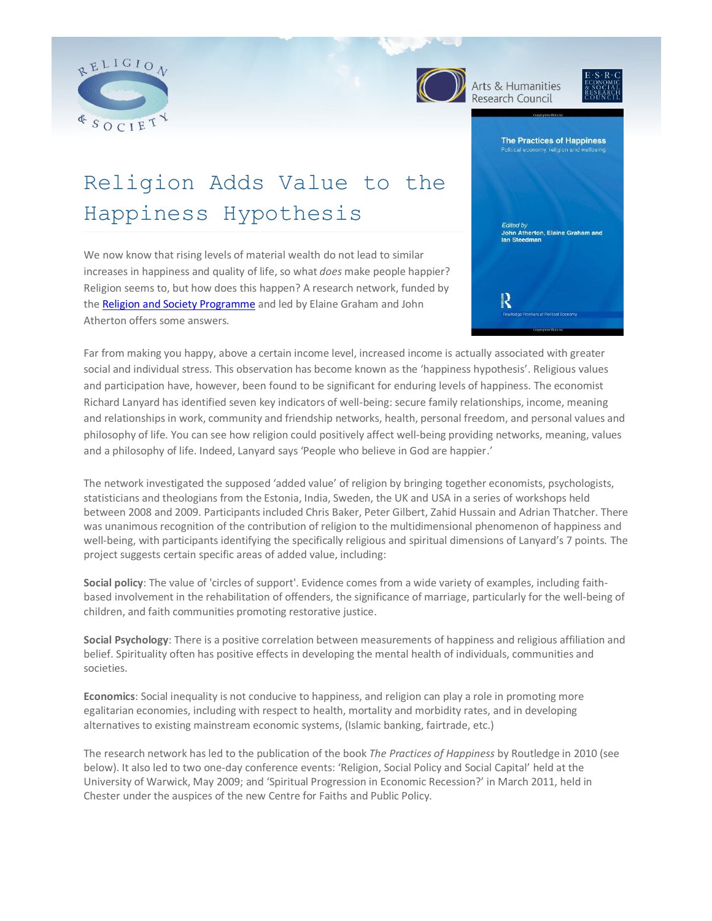# Religion Adds Value to the Happiness Hypothesis

We now know that rising levels of material wealth do not lead to similar increases in happiness and quality of life, so what *does* make people happier? Religion seems to, but how does this happen? A research network, funded by the [Religion and Society Programme] and led by Elaine Graham and John Atherton offers some answers.

Far from making you happy, above a certain income level, increased income is actually associated with greater social and individual stress. This observation has become known as the 'happiness hypothesis'. Religious values and participation have, however, been found to be significant for enduring levels of happiness. The economist Richard Lanyard has identified seven key indicators of well-being: secure family relationships, income, meaning and relationships in work, community and friendship networks, health, personal freedom, and personal values and philosophy of life. You can see how religion could positively affect well-being providing networks, meaning, values and a philosophy of life. Indeed, Lanyard says 'People who believe in God are happier.'

The network investigated the supposed 'added value' of religion by bringing together economists, psychologists, statisticians and theologians from the Estonia, India, Sweden, the UK and USA in a series of workshops held between 2008 and 2009. Participants included Chris Baker, Peter Gilbert, Zahid Hussain and Adrian Thatcher. There was unanimous recognition of the contribution of religion to the multidimensional phenomenon of happiness and well-being, with participants identifying the specifically religious and spiritual dimensions of Lanyard's 7 points. The project suggests certain specific areas of added value, including:

**Social policy**: The value of 'circles of support'. Evidence comes from a wide variety of examples, including faith-based involvement in the rehabilitation of offenders, the significance of marriage, particularly for the well-being of children, and faith communities promoting restorative justice.

**Social Psychology**: There is a positive correlation between measurements of happiness and religious affiliation and belief. Spirituality often has positive effects in developing the mental health of individuals, communities and societies.

**Economics**: Social inequality is not conducive to happiness, and religion can play a role in promoting more egalitarian economies, including with respect to health, mortality and morbidity rates, and in developing alternatives to existing mainstream economic systems, (Islamic banking, fairtrade, etc.)

The research network has led to the publication of the book *The Practices of Happiness* by Routledge in 2010 (see below). It also led to two one-day conference events: 'Religion, Social Policy and Social Capital' held at the University of Warwick, May 2009; and 'Spiritual Progression in Economic Recession?' in March 2011, held in Chester under the auspices of the new Centre for Faiths and Public Policy.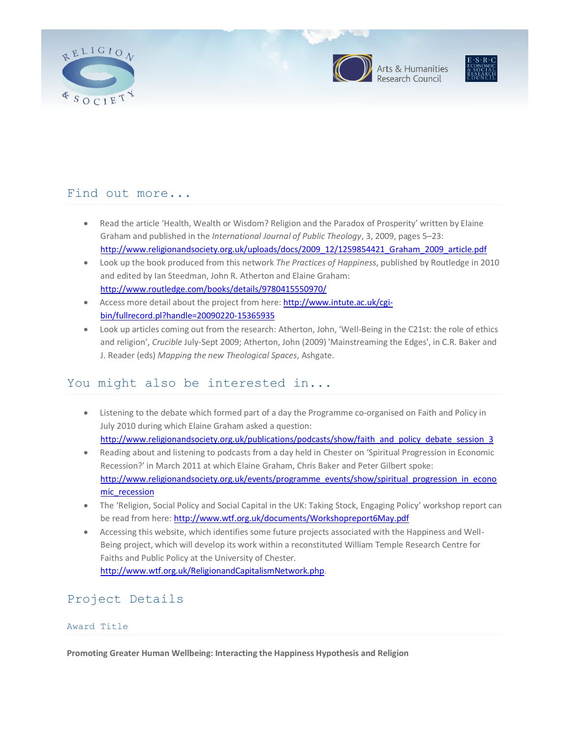## Find out more...

- Read the article 'Health, Wealth or Wisdom? Religion and the Paradox of Prosperity' written by Elaine Graham and published in the *International Journal of Public Theology*, 3, 2009, pages 5–23: http://www.religionandsociety.org.uk/uploads/docs/2009_12/1259854421_Graham_2009_article.pdf
- Look up the book produced from this network *The Practices of Happiness*, published by Routledge in 2010 and edited by Ian Steedman, John R. Atherton and Elaine Graham: http://www.routledge.com/books/details/9780415550970/
- Access more detail about the project from here: http://www.intute.ac.uk/cgi-bin/fullrecord.pl?handle=20090220-15365935
- Look up articles coming out from the research: Atherton, John, 'Well-Being in the C21st: the role of ethics and religion', *Crucible* July-Sept 2009; Atherton, John (2009) 'Mainstreaming the Edges', in C.R. Baker and J. Reader (eds) *Mapping the new Theological Spaces*, Ashgate.

## You might also be interested in...

- Listening to the debate which formed part of a day the Programme co-organised on Faith and Policy in July 2010 during which Elaine Graham asked a question: http://www.religionandsociety.org.uk/publications/podcasts/show/faith_and_policy_debate_session_3
- Reading about and listening to podcasts from a day held in Chester on 'Spiritual Progression in Economic Recession?' in March 2011 at which Elaine Graham, Chris Baker and Peter Gilbert spoke: http://www.religionandsociety.org.uk/events/programme_events/show/spiritual_progression_in_economic_recession
- The 'Religion, Social Policy and Social Capital in the UK: Taking Stock, Engaging Policy' workshop report can be read from here: http://www.wtf.org.uk/documents/Workshopreport6May.pdf
- Accessing this website, which identifies some future projects associated with the Happiness and Well-Being project, which will develop its work within a reconstituted William Temple Research Centre for Faiths and Public Policy at the University of Chester. http://www.wtf.org.uk/ReligionandCapitalismNetwork.php.

## Project Details

### Award Title

**Promoting Greater Human Wellbeing: Interacting the Happiness Hypothesis and Religion**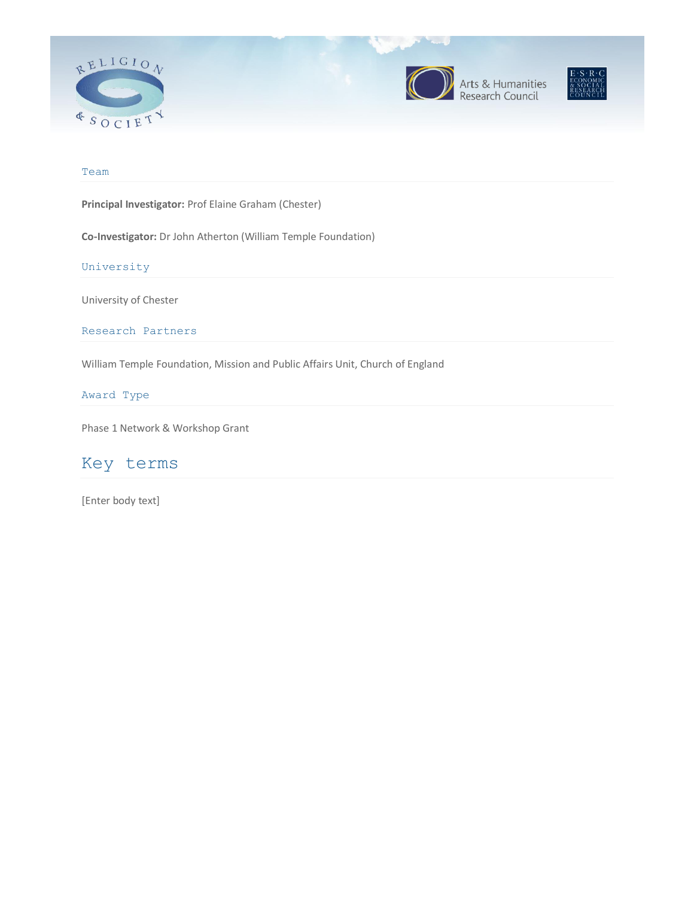### Team

**Principal Investigator:** Prof Elaine Graham (Chester)

**Co-Investigator:** Dr John Atherton (William Temple Foundation)

### University

University of Chester

### Research Partners

William Temple Foundation, Mission and Public Affairs Unit, Church of England

### Award Type

Phase 1 Network & Workshop Grant

## Key terms

[Enter body text]